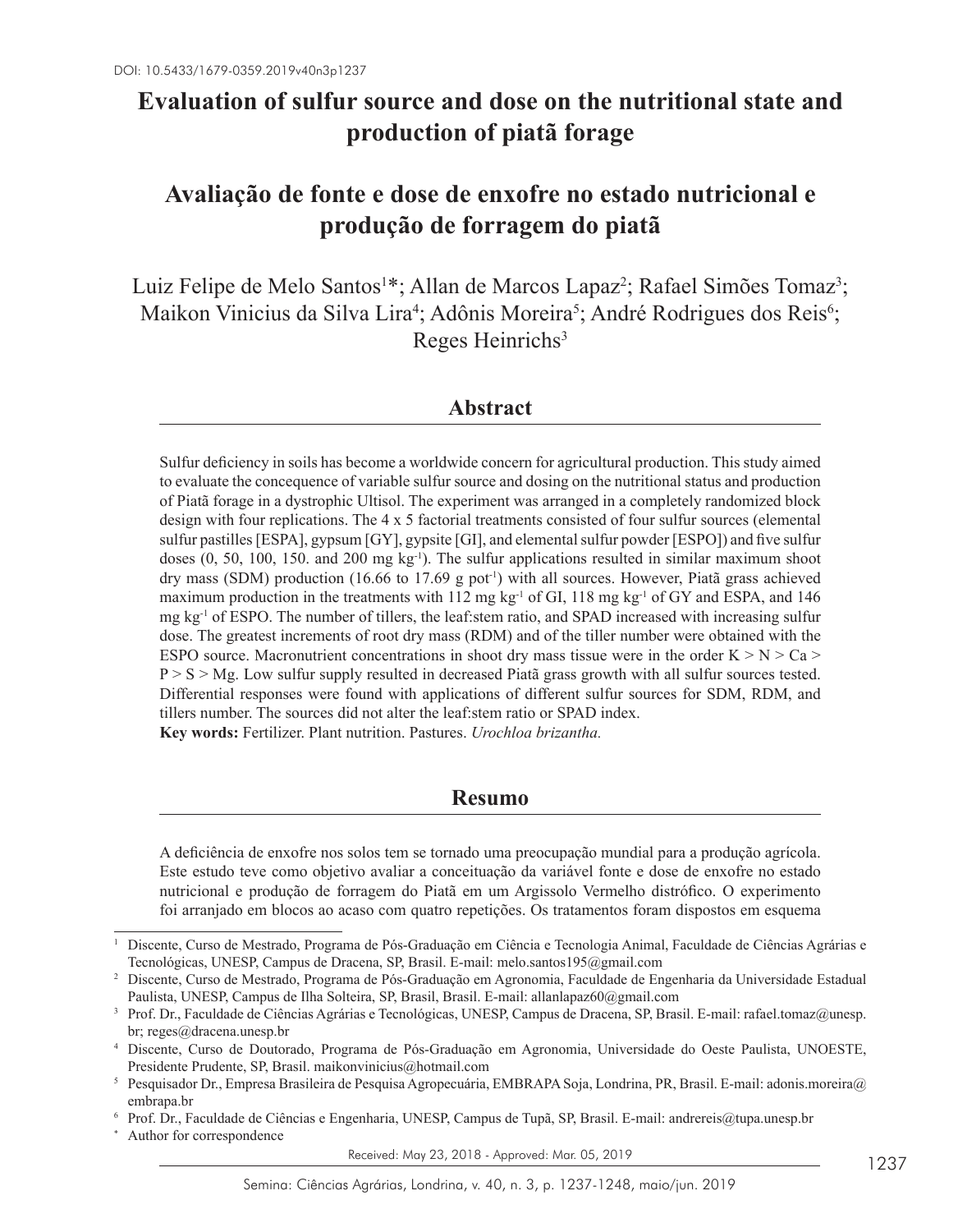DOI: 10.5433/1679-0359.2019v40n3p1237

# Evaluation of sulfur source and dose on the nutritional state and production of piatã forage

# Avaliação de fonte e dose de enxofre no estado nutricional e produção de forragem do piatã

Luiz Felipe de Melo Santos[1]*; Allan de Marcos Lapaz[2]; Rafael Simões Tomaz[3]; Maikon Vinicius da Silva Lira[4]; Adônis Moreira[5]; André Rodrigues dos Reis[6]; Reges Heinrichs[3]

## Abstract

Sulfur deficiency in soils has become a worldwide concern for agricultural production. This study aimed to evaluate the concequence of variable sulfur source and dosing on the nutritional status and production of Piatã forage in a dystrophic Ultisol. The experiment was arranged in a completely randomized block design with four replications. The 4 x 5 factorial treatments consisted of four sulfur sources (elemental sulfur pastilles [ESPA], gypsum [GY], gypsite [GI], and elemental sulfur powder [ESPO]) and five sulfur doses (0, 50, 100, 150. and 200 mg kg$^{-1}$). The sulfur applications resulted in similar maximum shoot dry mass (SDM) production (16.66 to 17.69 g pot$^{-1}$) with all sources. However, Piatã grass achieved maximum production in the treatments with 112 mg kg$^{-1}$ of GI, 118 mg kg$^{-1}$ of GY and ESPA, and 146 mg kg$^{-1}$ of ESPO. The number of tillers, the leaf:stem ratio, and SPAD increased with increasing sulfur dose. The greatest increments of root dry mass (RDM) and of the tiller number were obtained with the ESPO source. Macronutrient concentrations in shoot dry mass tissue were in the order K > N > Ca > P > S > Mg. Low sulfur supply resulted in decreased Piatã grass growth with all sulfur sources tested. Differential responses were found with applications of different sulfur sources for SDM, RDM, and tillers number. The sources did not alter the leaf:stem ratio or SPAD index.

**Key words:** Fertilizer. Plant nutrition. Pastures. *Urochloa brizantha.*

## Resumo

A deficiência de enxofre nos solos tem se tornado uma preocupação mundial para a produção agrícola. Este estudo teve como objetivo avaliar a conceituação da variável fonte e dose de enxofre no estado nutricional e produção de forragem do Piatã em um Argissolo Vermelho distrófico. O experimento foi arranjado em blocos ao acaso com quatro repetições. Os tratamentos foram dispostos em esquema

---

[1] Discente, Curso de Mestrado, Programa de Pós-Graduação em Ciência e Tecnologia Animal, Faculdade de Ciências Agrárias e Tecnológicas, UNESP, Campus de Dracena, SP, Brasil. E-mail: melo.santos195@gmail.com

[2] Discente, Curso de Mestrado, Programa de Pós-Graduação em Agronomia, Faculdade de Engenharia da Universidade Estadual Paulista, UNESP, Campus de Ilha Solteira, SP, Brasil, Brasil. E-mail: allanlapaz60@gmail.com

[3] Prof. Dr., Faculdade de Ciências Agrárias e Tecnológicas, UNESP, Campus de Dracena, SP, Brasil. E-mail: rafael.tomaz@unesp.br; reges@dracena.unesp.br

[4] Discente, Curso de Doutorado, Programa de Pós-Graduação em Agronomia, Universidade do Oeste Paulista, UNOESTE, Presidente Prudente, SP, Brasil. maikonvinicius@hotmail.com

[5] Pesquisador Dr., Empresa Brasileira de Pesquisa Agropecuária, EMBRAPA Soja, Londrina, PR, Brasil. E-mail: adonis.moreira@embrapa.br

[6] Prof. Dr., Faculdade de Ciências e Engenharia, UNESP, Campus de Tupã, SP, Brasil. E-mail: andrereis@tupa.unesp.br

* Author for correspondence

Received: May 23, 2018 - Approved: Mar. 05, 2019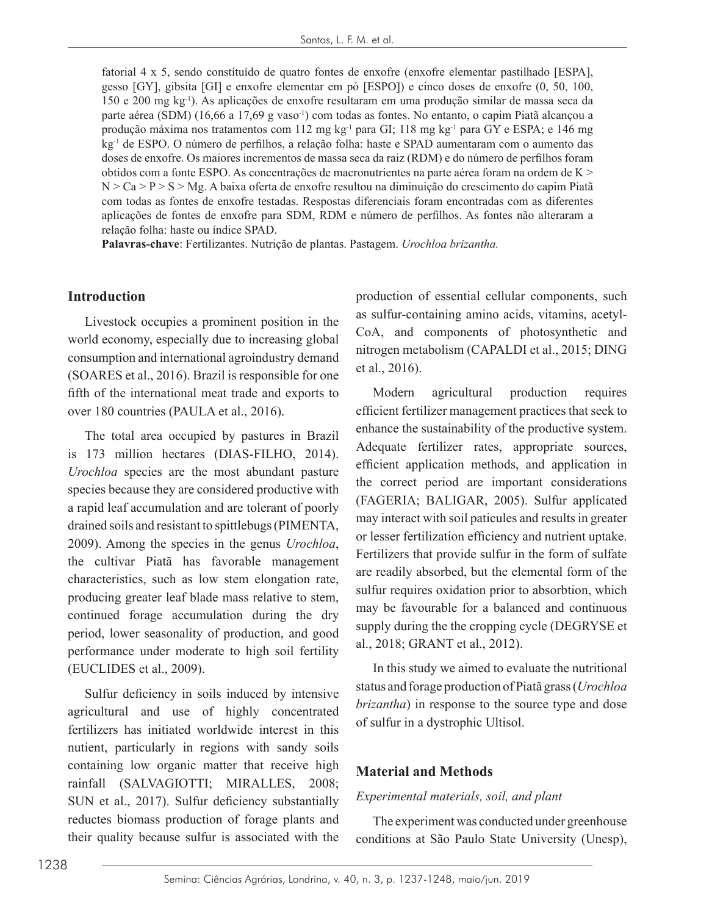fatorial 4 x 5, sendo constítuído de quatro fontes de enxofre (enxofre elementar pastilhado [ESPA], gesso [GY], gibsita [GI] e enxofre elementar em pó [ESPO]) e cinco doses de enxofre (0, 50, 100, 150 e 200 mg kg$^{-1}$). As aplicações de enxofre resultaram em uma produção similar de massa seca da parte aérea (SDM) (16,66 a 17,69 g vaso$^{-1}$) com todas as fontes. No entanto, o capim Piatã alcançou a produção máxima nos tratamentos com 112 mg kg$^{-1}$ para GI; 118 mg kg$^{-1}$ para GY e ESPA; e 146 mg kg$^{-1}$ de ESPO. O número de perfilhos, a relação folha: haste e SPAD aumentaram com o aumento das doses de enxofre. Os maiores incrementos de massa seca da raiz (RDM) e do número de perfilhos foram obtidos com a fonte ESPO. As concentrações de macronutrientes na parte aérea foram na ordem de K > N > Ca > P > S > Mg. A baixa oferta de enxofre resultou na diminuição do crescimento do capim Piatã com todas as fontes de enxofre testadas. Respostas diferenciais foram encontradas com as diferentes aplicações de fontes de enxofre para SDM, RDM e número de perfilhos. As fontes não alteraram a relação folha: haste ou índice SPAD.

**Palavras-chave**: Fertilizantes. Nutrição de plantas. Pastagem. *Urochloa brizantha.*

## Introduction

Livestock occupies a prominent position in the world economy, especially due to increasing global consumption and international agroindustry demand (SOARES et al., 2016). Brazil is responsible for one fifth of the international meat trade and exports to over 180 countries (PAULA et al., 2016).

The total area occupied by pastures in Brazil is 173 million hectares (DIAS-FILHO, 2014). *Urochloa* species are the most abundant pasture species because they are considered productive with a rapid leaf accumulation and are tolerant of poorly drained soils and resistant to spittlebugs (PIMENTA, 2009). Among the species in the genus *Urochloa*, the cultivar Piatã has favorable management characteristics, such as low stem elongation rate, producing greater leaf blade mass relative to stem, continued forage accumulation during the dry period, lower seasonality of production, and good performance under moderate to high soil fertility (EUCLIDES et al., 2009).

Sulfur deficiency in soils induced by intensive agricultural and use of highly concentrated fertilizers has initiated worldwide interest in this nutrient, particularly in regions with sandy soils containing low organic matter that receive high rainfall (SALVAGIOTTI; MIRALLES, 2008; SUN et al., 2017). Sulfur deficiency substantially reductes biomass production of forage plants and their quality because sulfur is associated with the production of essential cellular components, such as sulfur-containing amino acids, vitamins, acetyl-CoA, and components of photosynthetic and nitrogen metabolism (CAPALDI et al., 2015; DING et al., 2016).

Modern agricultural production requires efficient fertilizer management practices that seek to enhance the sustainability of the productive system. Adequate fertilizer rates, appropriate sources, efficient application methods, and application in the correct period are important considerations (FAGERIA; BALIGAR, 2005). Sulfur applicated may interact with soil paticules and results in greater or lesser fertilization efficiency and nutrient uptake. Fertilizers that provide sulfur in the form of sulfate are readily absorbed, but the elemental form of the sulfur requires oxidation prior to absorbtion, which may be favourable for a balanced and continuous supply during the the cropping cycle (DEGRYSE et al., 2018; GRANT et al., 2012).

In this study we aimed to evaluate the nutritional status and forage production of Piatã grass (*Urochloa brizantha*) in response to the source type and dose of sulfur in a dystrophic Ultisol.

## Material and Methods

### *Experimental materials, soil, and plant*

The experiment was conducted under greenhouse conditions at São Paulo State University (Unesp),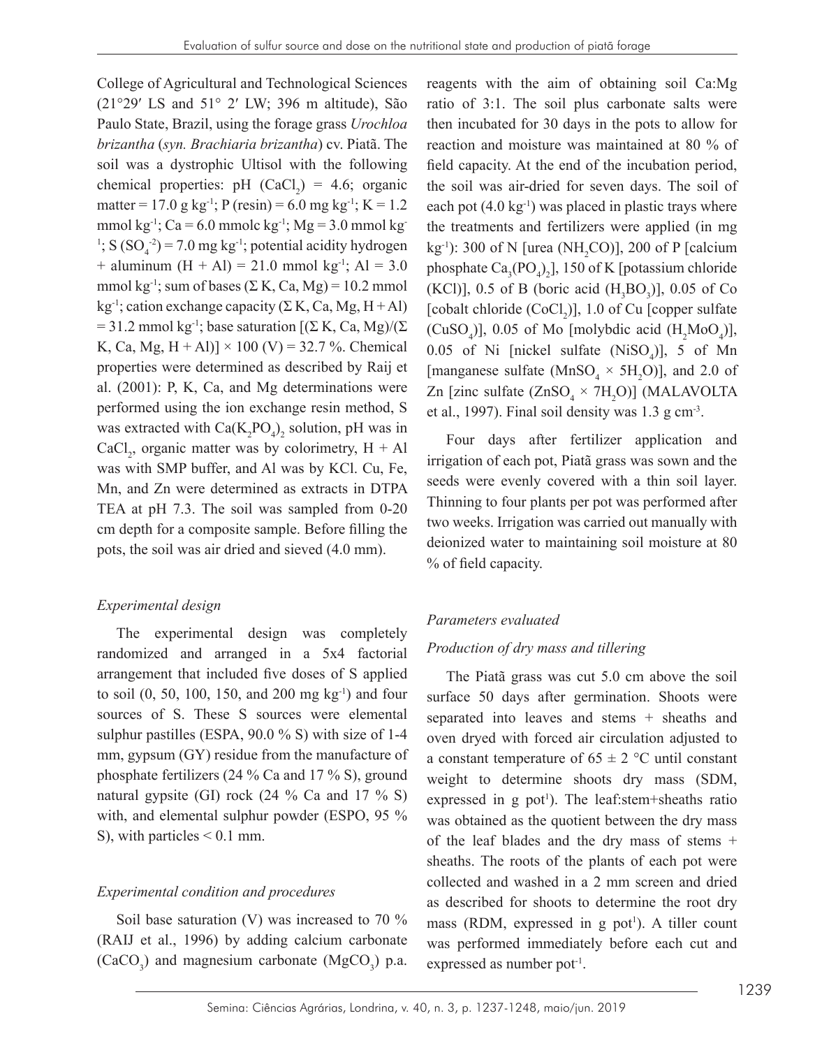College of Agricultural and Technological Sciences (21°29′ LS and 51° 2′ LW; 396 m altitude), São Paulo State, Brazil, using the forage grass *Urochloa brizantha* (*syn. Brachiaria brizantha*) cv. Piatã. The soil was a dystrophic Ultisol with the following chemical properties: pH ($CaCl_2$) = 4.6; organic matter = 17.0 g kg$^{-1}$; P (resin) = 6.0 mg kg$^{-1}$; K = 1.2 mmol kg$^{-1}$; Ca = 6.0 mmolc kg$^{-1}$; Mg = 3.0 mmol kg$^{-1}$; S ($SO_4^{-2}$) = 7.0 mg kg$^{-1}$; potential acidity hydrogen + aluminum (H + Al) = 21.0 mmol kg$^{-1}$; Al = 3.0 mmol kg$^{-1}$; sum of bases (Σ K, Ca, Mg) = 10.2 mmol kg$^{-1}$; cation exchange capacity (Σ K, Ca, Mg, H + Al) = 31.2 mmol kg$^{-1}$; base saturation [(Σ K, Ca, Mg)/(Σ K, Ca, Mg, H + Al)] × 100 (V) = 32.7 %. Chemical properties were determined as described by Raij et al. (2001): P, K, Ca, and Mg determinations were performed using the ion exchange resin method, S was extracted with $Ca(K_2PO_4)_2$ solution, pH was in $CaCl_2$, organic matter was by colorimetry, H + Al was with SMP buffer, and Al was by KCl. Cu, Fe, Mn, and Zn were determined as extracts in DTPA TEA at pH 7.3. The soil was sampled from 0-20 cm depth for a composite sample. Before filling the pots, the soil was air dried and sieved (4.0 mm).

### *Experimental design*

The experimental design was completely randomized and arranged in a 5x4 factorial arrangement that included five doses of S applied to soil (0, 50, 100, 150, and 200 mg kg$^{-1}$) and four sources of S. These S sources were elemental sulphur pastilles (ESPA, 90.0 % S) with size of 1-4 mm, gypsum (GY) residue from the manufacture of phosphate fertilizers (24 % Ca and 17 % S), ground natural gypsite (GI) rock (24 % Ca and 17 % S) with, and elemental sulphur powder (ESPO, 95 % S), with particles < 0.1 mm.

### *Experimental condition and procedures*

Soil base saturation (V) was increased to 70 % (RAIJ et al., 1996) by adding calcium carbonate ($CaCO_3$) and magnesium carbonate ($MgCO_3$) p.a. reagents with the aim of obtaining soil Ca:Mg ratio of 3:1. The soil plus carbonate salts were then incubated for 30 days in the pots to allow for reaction and moisture was maintained at 80 % of field capacity. At the end of the incubation period, the soil was air-dried for seven days. The soil of each pot (4.0 kg$^{-1}$) was placed in plastic trays where the treatments and fertilizers were applied (in mg kg$^{-1}$): 300 of N [urea ($NH_2CO$)], 200 of P [calcium phosphate $Ca_3(PO_4)_2$], 150 of K [potassium chloride (KCl)], 0.5 of B (boric acid ($H_3BO_3$)], 0.05 of Co [cobalt chloride ($CoCl_2$)], 1.0 of Cu [copper sulfate ($CuSO_4$)], 0.05 of Mo [molybdic acid ($H_2MoO_4$)], 0.05 of Ni [nickel sulfate ($NiSO_4$)], 5 of Mn [manganese sulfate ($MnSO_4 \times 5H_2O$)], and 2.0 of Zn [zinc sulfate ($ZnSO_4 \times 7H_2O$)] (MALAVOLTA et al., 1997). Final soil density was 1.3 g cm$^{-3}$.

Four days after fertilizer application and irrigation of each pot, Piatã grass was sown and the seeds were evenly covered with a thin soil layer. Thinning to four plants per pot was performed after two weeks. Irrigation was carried out manually with deionized water to maintaining soil moisture at 80 % of field capacity.

### *Parameters evaluated*

#### *Production of dry mass and tillering*

The Piatã grass was cut 5.0 cm above the soil surface 50 days after germination. Shoots were separated into leaves and stems + sheaths and oven dryed with forced air circulation adjusted to a constant temperature of 65 ± 2 °C until constant weight to determine shoots dry mass (SDM, expressed in g pot$^{1}$). The leaf:stem+sheaths ratio was obtained as the quotient between the dry mass of the leaf blades and the dry mass of stems + sheaths. The roots of the plants of each pot were collected and washed in a 2 mm screen and dried as described for shoots to determine the root dry mass (RDM, expressed in g pot$^{1}$). A tiller count was performed immediately before each cut and expressed as number pot$^{-1}$.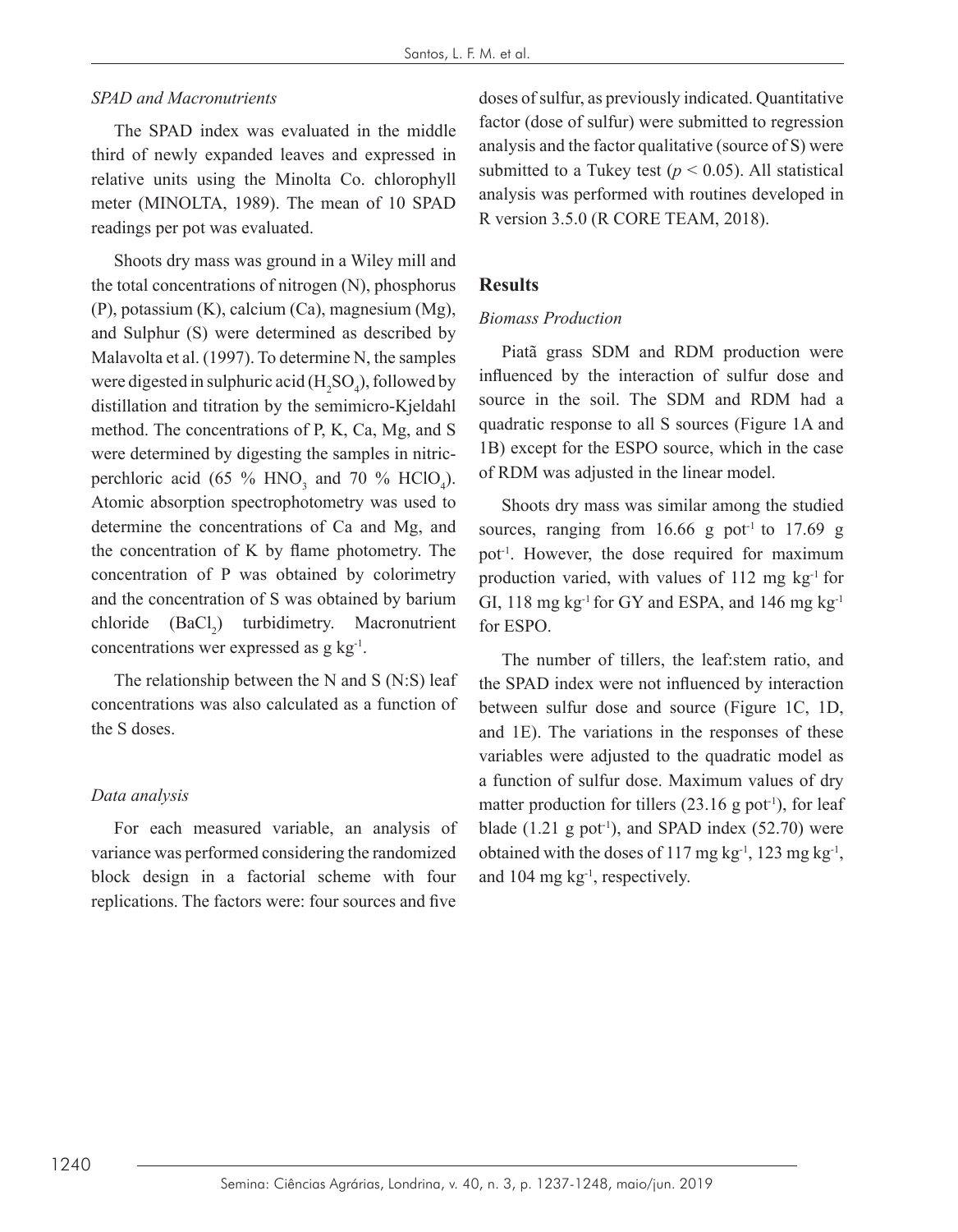*SPAD and Macronutrients*

The SPAD index was evaluated in the middle third of newly expanded leaves and expressed in relative units using the Minolta Co. chlorophyll meter (MINOLTA, 1989). The mean of 10 SPAD readings per pot was evaluated.

Shoots dry mass was ground in a Wiley mill and the total concentrations of nitrogen (N), phosphorus (P), potassium (K), calcium (Ca), magnesium (Mg), and Sulphur (S) were determined as described by Malavolta et al. (1997). To determine N, the samples were digested in sulphuric acid ($H_2SO_4$), followed by distillation and titration by the semimicro-Kjeldahl method. The concentrations of P, K, Ca, Mg, and S were determined by digesting the samples in nitric-perchloric acid (65 % $HNO_3$ and 70 % $HClO_4$). Atomic absorption spectrophotometry was used to determine the concentrations of Ca and Mg, and the concentration of K by flame photometry. The concentration of P was obtained by colorimetry and the concentration of S was obtained by barium chloride ($BaCl_2$) turbidimetry. Macronutrient concentrations wer expressed as g kg$^{-1}$.

The relationship between the N and S (N:S) leaf concentrations was also calculated as a function of the S doses.

*Data analysis*

For each measured variable, an analysis of variance was performed considering the randomized block design in a factorial scheme with four replications. The factors were: four sources and five doses of sulfur, as previously indicated. Quantitative factor (dose of sulfur) were submitted to regression analysis and the factor qualitative (source of S) were submitted to a Tukey test ($p < 0.05$). All statistical analysis was performed with routines developed in R version 3.5.0 (R CORE TEAM, 2018).

## Results

*Biomass Production*

Piatã grass SDM and RDM production were influenced by the interaction of sulfur dose and source in the soil. The SDM and RDM had a quadratic response to all S sources (Figure 1A and 1B) except for the ESPO source, which in the case of RDM was adjusted in the linear model.

Shoots dry mass was similar among the studied sources, ranging from 16.66 g pot$^{-1}$ to 17.69 g pot$^{-1}$. However, the dose required for maximum production varied, with values of 112 mg kg$^{-1}$ for GI, 118 mg kg$^{-1}$ for GY and ESPA, and 146 mg kg$^{-1}$ for ESPO.

The number of tillers, the leaf:stem ratio, and the SPAD index were not influenced by interaction between sulfur dose and source (Figure 1C, 1D, and 1E). The variations in the responses of these variables were adjusted to the quadratic model as a function of sulfur dose. Maximum values of dry matter production for tillers (23.16 g pot$^{-1}$), for leaf blade (1.21 g pot$^{-1}$), and SPAD index (52.70) were obtained with the doses of 117 mg kg$^{-1}$, 123 mg kg$^{-1}$, and 104 mg kg$^{-1}$, respectively.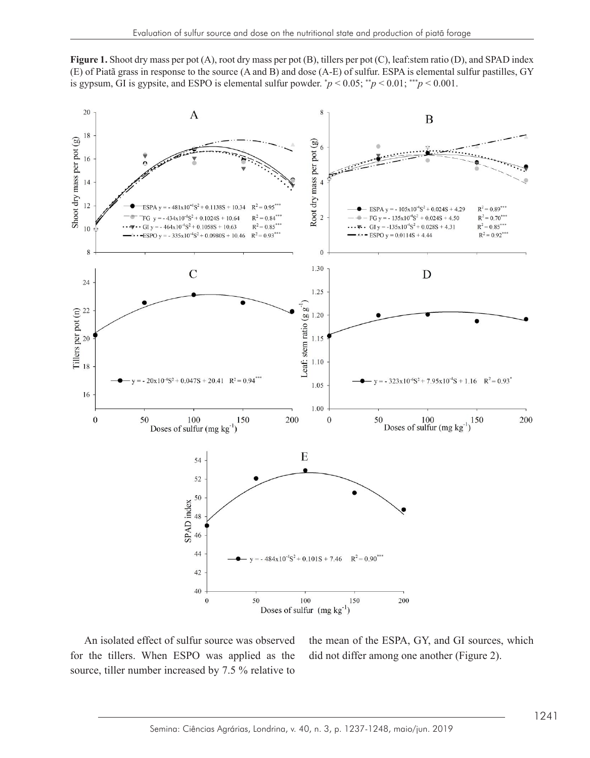**Figure 1.** Shoot dry mass per pot (A), root dry mass per pot (B), tillers per pot (C), leaf:stem ratio (D), and SPAD index (E) of Piatã grass in response to the source (A and B) and dose (A-E) of sulfur. ESPA is elemental sulfur pastilles, GY is gypsum, GI is gypsite, and ESPO is elemental sulfur powder. $^{*}p < 0.05$; $^{**}p < 0.01$; $^{***}p < 0.001$.

An isolated effect of sulfur source was observed for the tillers. When ESPO was applied as the source, tiller number increased by 7.5 % relative to the mean of the ESPA, GY, and GI sources, which did not differ among one another (Figure 2).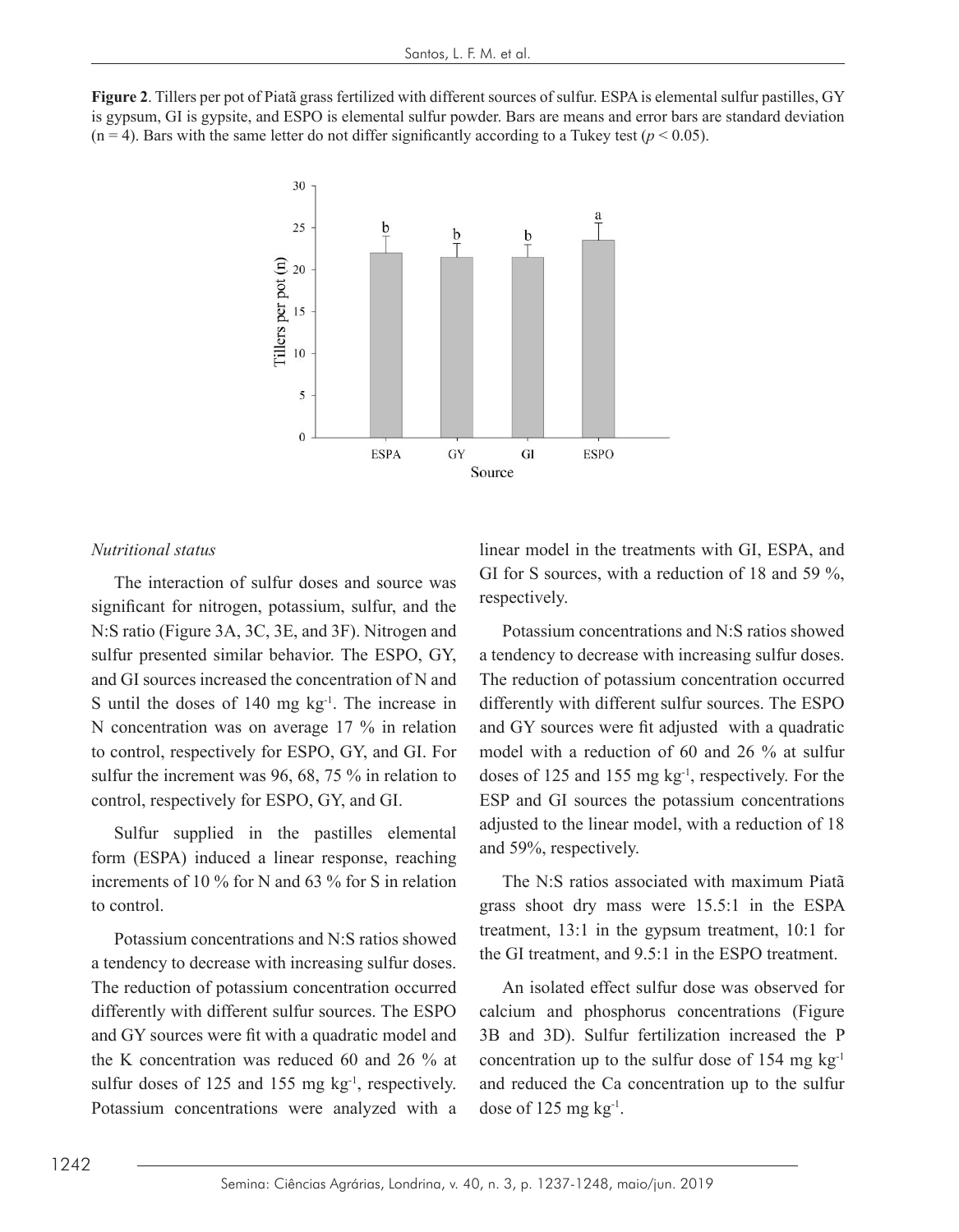**Figure 2**. Tillers per pot of Piatã grass fertilized with different sources of sulfur. ESPA is elemental sulfur pastilles, GY is gypsum, GI is gypsite, and ESPO is elemental sulfur powder. Bars are means and error bars are standard deviation (n = 4). Bars with the same letter do not differ significantly according to a Tukey test ($p < 0.05$).

*Nutritional status*

The interaction of sulfur doses and source was significant for nitrogen, potassium, sulfur, and the N:S ratio (Figure 3A, 3C, 3E, and 3F). Nitrogen and sulfur presented similar behavior. The ESPO, GY, and GI sources increased the concentration of N and S until the doses of 140 mg kg$^{-1}$. The increase in N concentration was on average 17 % in relation to control, respectively for ESPO, GY, and GI. For sulfur the increment was 96, 68, 75 % in relation to control, respectively for ESPO, GY, and GI.

Sulfur supplied in the pastilles elemental form (ESPA) induced a linear response, reaching increments of 10 % for N and 63 % for S in relation to control.

Potassium concentrations and N:S ratios showed a tendency to decrease with increasing sulfur doses. The reduction of potassium concentration occurred differently with different sulfur sources. The ESPO and GY sources were fit with a quadratic model and the K concentration was reduced 60 and 26 % at sulfur doses of 125 and 155 mg kg$^{-1}$, respectively. Potassium concentrations were analyzed with a linear model in the treatments with GI, ESPA, and GI for S sources, with a reduction of 18 and 59 %, respectively.

Potassium concentrations and N:S ratios showed a tendency to decrease with increasing sulfur doses. The reduction of potassium concentration occurred differently with different sulfur sources. The ESPO and GY sources were fit adjusted with a quadratic model with a reduction of 60 and 26 % at sulfur doses of 125 and 155 mg kg$^{-1}$, respectively. For the ESP and GI sources the potassium concentrations adjusted to the linear model, with a reduction of 18 and 59%, respectively.

The N:S ratios associated with maximum Piatã grass shoot dry mass were 15.5:1 in the ESPA treatment, 13:1 in the gypsum treatment, 10:1 for the GI treatment, and 9.5:1 in the ESPO treatment.

An isolated effect sulfur dose was observed for calcium and phosphorus concentrations (Figure 3B and 3D). Sulfur fertilization increased the P concentration up to the sulfur dose of 154 mg kg$^{-1}$ and reduced the Ca concentration up to the sulfur dose of 125 mg kg$^{-1}$.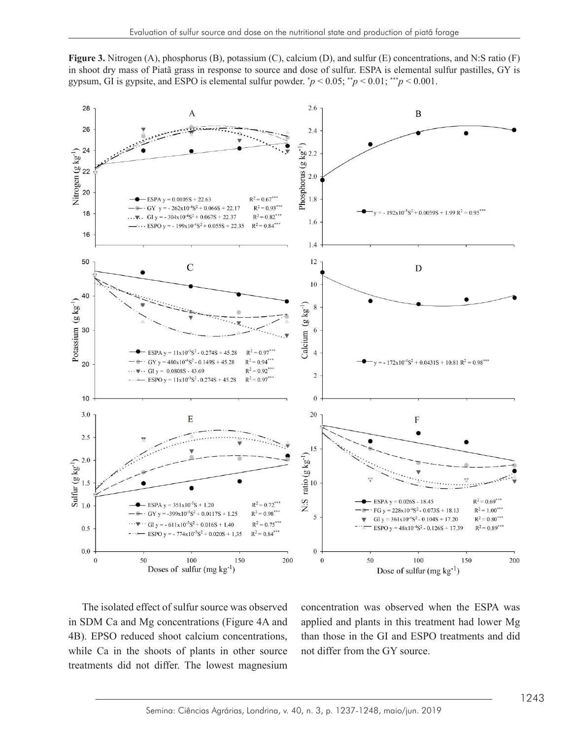**Figure 3.** Nitrogen (A), phosphorus (B), potassium (C), calcium (D), and sulfur (E) concentrations, and N:S ratio (F) in shoot dry mass of Piatã grass in response to source and dose of sulfur. ESPA is elemental sulfur pastilles, GY is gypsum, GI is gypsite, and ESPO is elemental sulfur powder. $^{*}p < 0.05$; $^{**}p < 0.01$; $^{***}p < 0.001$.

The isolated effect of sulfur source was observed in SDM Ca and Mg concentrations (Figure 4A and 4B). EPSO reduced shoot calcium concentrations, while Ca in the shoots of plants in other source treatments did not differ. The lowest magnesium concentration was observed when the ESPA was applied and plants in this treatment had lower Mg than those in the GI and ESPO treatments and did not differ from the GY source.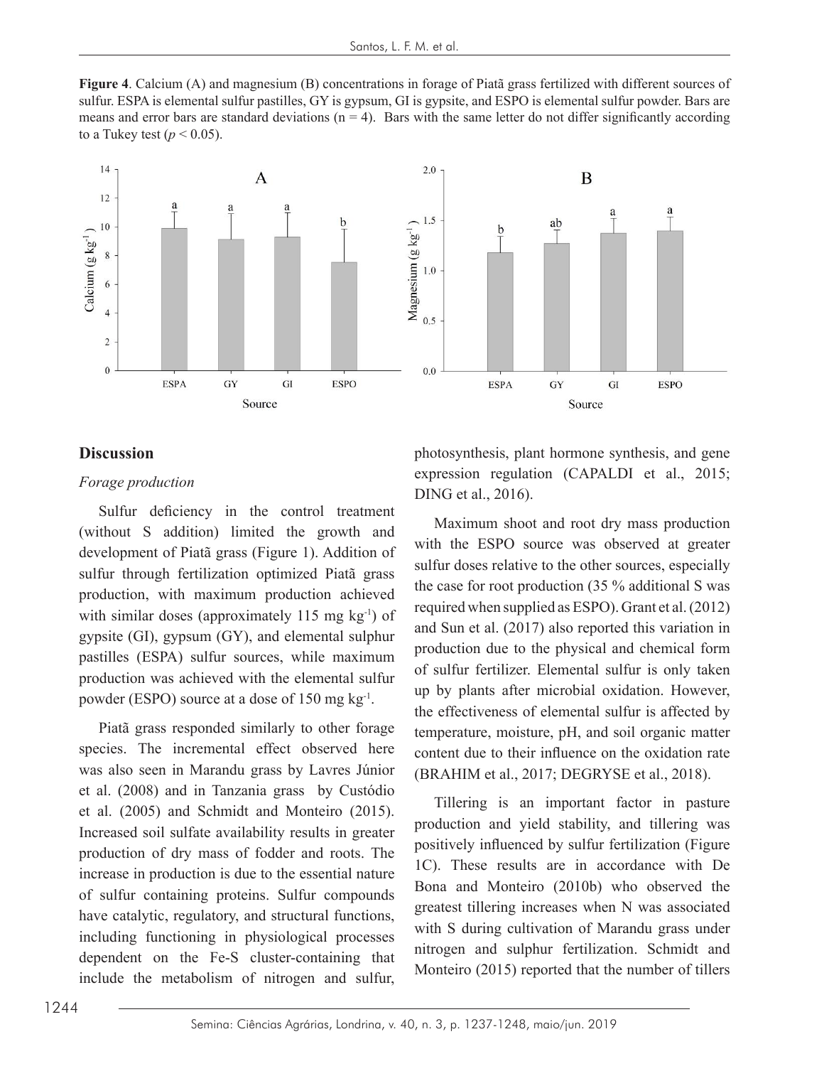**Figure 4**. Calcium (A) and magnesium (B) concentrations in forage of Piatã grass fertilized with different sources of sulfur. ESPA is elemental sulfur pastilles, GY is gypsum, GI is gypsite, and ESPO is elemental sulfur powder. Bars are means and error bars are standard deviations (n = 4). Bars with the same letter do not differ significantly according to a Tukey test ($p < 0.05$).

## Discussion

### *Forage production*

Sulfur deficiency in the control treatment (without S addition) limited the growth and development of Piatã grass (Figure 1). Addition of sulfur through fertilization optimized Piatã grass production, with maximum production achieved with similar doses (approximately 115 mg $kg^{-1}$) of gypsite (GI), gypsum (GY), and elemental sulphur pastilles (ESPA) sulfur sources, while maximum production was achieved with the elemental sulfur powder (ESPO) source at a dose of 150 mg $kg^{-1}$.

Piatã grass responded similarly to other forage species. The incremental effect observed here was also seen in Marandu grass by Lavres Júnior et al. (2008) and in Tanzania grass by Custódio et al. (2005) and Schmidt and Monteiro (2015). Increased soil sulfate availability results in greater production of dry mass of fodder and roots. The increase in production is due to the essential nature of sulfur containing proteins. Sulfur compounds have catalytic, regulatory, and structural functions, including functioning in physiological processes dependent on the Fe-S cluster-containing that include the metabolism of nitrogen and sulfur, photosynthesis, plant hormone synthesis, and gene expression regulation (CAPALDI et al., 2015; DING et al., 2016).

Maximum shoot and root dry mass production with the ESPO source was observed at greater sulfur doses relative to the other sources, especially the case for root production (35 % additional S was required when supplied as ESPO). Grant et al. (2012) and Sun et al. (2017) also reported this variation in production due to the physical and chemical form of sulfur fertilizer. Elemental sulfur is only taken up by plants after microbial oxidation. However, the effectiveness of elemental sulfur is affected by temperature, moisture, pH, and soil organic matter content due to their influence on the oxidation rate (BRAHIM et al., 2017; DEGRYSE et al., 2018).

Tillering is an important factor in pasture production and yield stability, and tillering was positively influenced by sulfur fertilization (Figure 1C). These results are in accordance with De Bona and Monteiro (2010b) who observed the greatest tillering increases when N was associated with S during cultivation of Marandu grass under nitrogen and sulphur fertilization. Schmidt and Monteiro (2015) reported that the number of tillers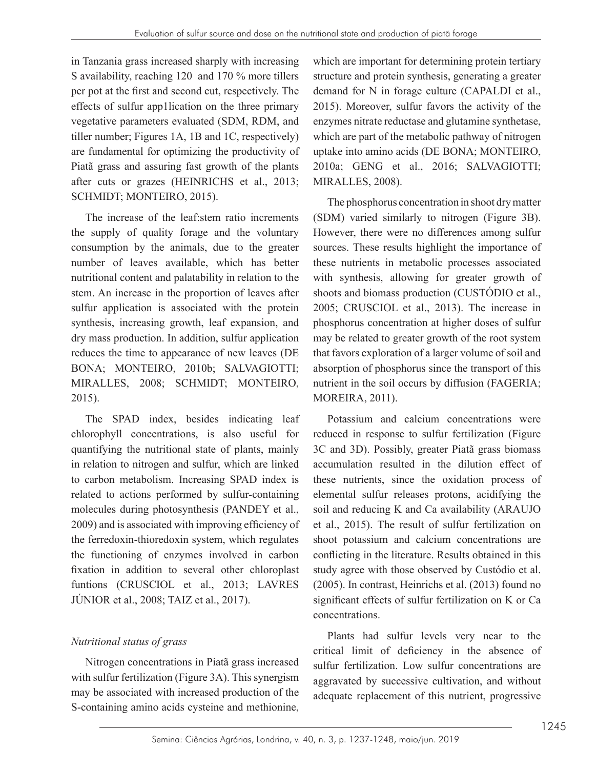in Tanzania grass increased sharply with increasing S availability, reaching 120 and 170 % more tillers per pot at the first and second cut, respectively. The effects of sulfur app1lication on the three primary vegetative parameters evaluated (SDM, RDM, and tiller number; Figures 1A, 1B and 1C, respectively) are fundamental for optimizing the productivity of Piatã grass and assuring fast growth of the plants after cuts or grazes (HEINRICHS et al., 2013; SCHMIDT; MONTEIRO, 2015).

The increase of the leaf:stem ratio increments the supply of quality forage and the voluntary consumption by the animals, due to the greater number of leaves available, which has better nutritional content and palatability in relation to the stem. An increase in the proportion of leaves after sulfur application is associated with the protein synthesis, increasing growth, leaf expansion, and dry mass production. In addition, sulfur application reduces the time to appearance of new leaves (DE BONA; MONTEIRO, 2010b; SALVAGIOTTI; MIRALLES, 2008; SCHMIDT; MONTEIRO, 2015).

The SPAD index, besides indicating leaf chlorophyll concentrations, is also useful for quantifying the nutritional state of plants, mainly in relation to nitrogen and sulfur, which are linked to carbon metabolism. Increasing SPAD index is related to actions performed by sulfur-containing molecules during photosynthesis (PANDEY et al., 2009) and is associated with improving efficiency of the ferredoxin-thioredoxin system, which regulates the functioning of enzymes involved in carbon fixation in addition to several other chloroplast funtions (CRUSCIOL et al., 2013; LAVRES JÚNIOR et al., 2008; TAIZ et al., 2017).

### *Nutritional status of grass*

Nitrogen concentrations in Piatã grass increased with sulfur fertilization (Figure 3A). This synergism may be associated with increased production of the S-containing amino acids cysteine and methionine, which are important for determining protein tertiary structure and protein synthesis, generating a greater demand for N in forage culture (CAPALDI et al., 2015). Moreover, sulfur favors the activity of the enzymes nitrate reductase and glutamine synthetase, which are part of the metabolic pathway of nitrogen uptake into amino acids (DE BONA; MONTEIRO, 2010a; GENG et al., 2016; SALVAGIOTTI; MIRALLES, 2008).

The phosphorus concentration in shoot dry matter (SDM) varied similarly to nitrogen (Figure 3B). However, there were no differences among sulfur sources. These results highlight the importance of these nutrients in metabolic processes associated with synthesis, allowing for greater growth of shoots and biomass production (CUSTÓDIO et al., 2005; CRUSCIOL et al., 2013). The increase in phosphorus concentration at higher doses of sulfur may be related to greater growth of the root system that favors exploration of a larger volume of soil and absorption of phosphorus since the transport of this nutrient in the soil occurs by diffusion (FAGERIA; MOREIRA, 2011).

Potassium and calcium concentrations were reduced in response to sulfur fertilization (Figure 3C and 3D). Possibly, greater Piatã grass biomass accumulation resulted in the dilution effect of these nutrients, since the oxidation process of elemental sulfur releases protons, acidifying the soil and reducing K and Ca availability (ARAUJO et al., 2015). The result of sulfur fertilization on shoot potassium and calcium concentrations are conflicting in the literature. Results obtained in this study agree with those observed by Custódio et al. (2005). In contrast, Heinrichs et al. (2013) found no significant effects of sulfur fertilization on K or Ca concentrations.

Plants had sulfur levels very near to the critical limit of deficiency in the absence of sulfur fertilization. Low sulfur concentrations are aggravated by successive cultivation, and without adequate replacement of this nutrient, progressive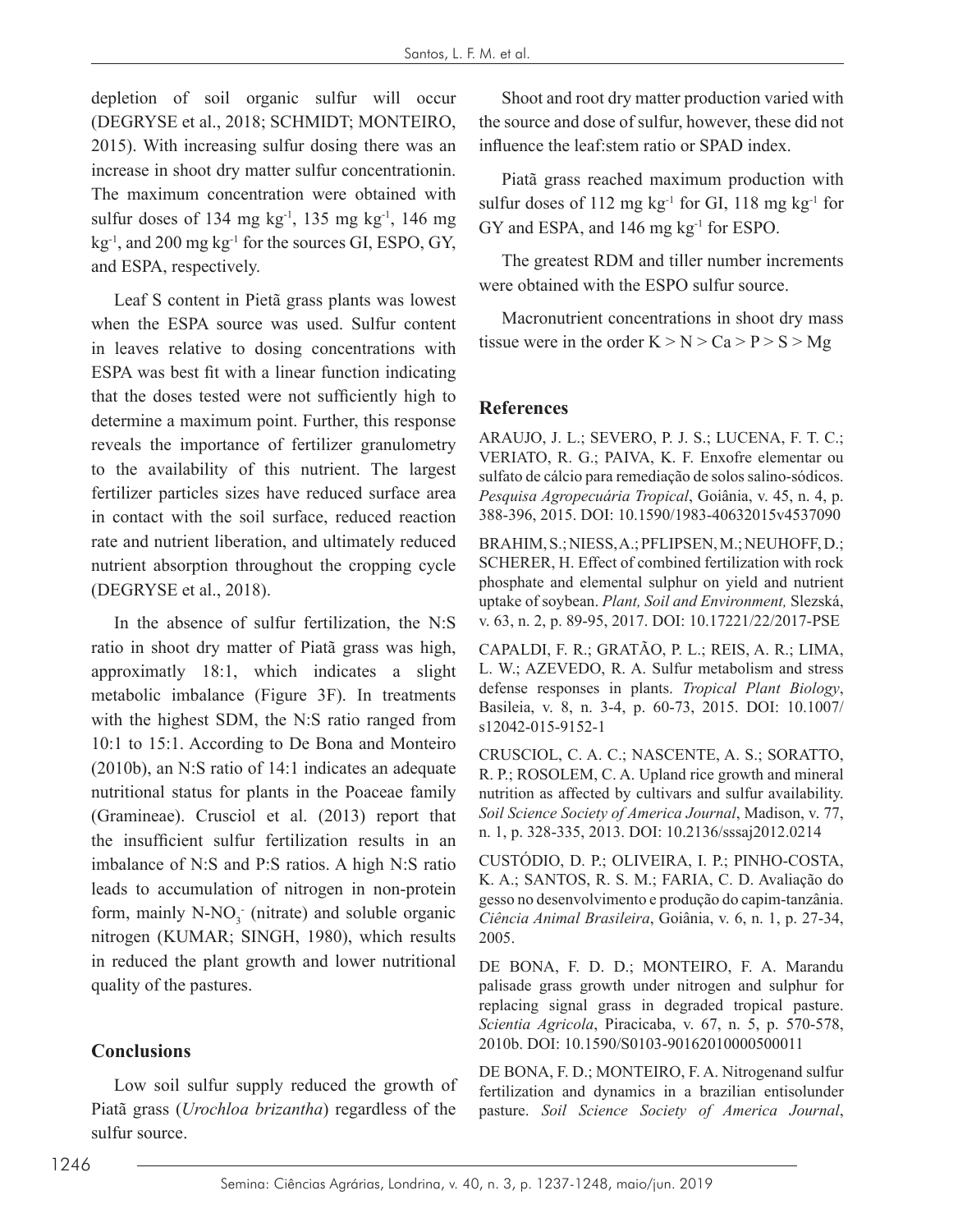depletion of soil organic sulfur will occur (DEGRYSE et al., 2018; SCHMIDT; MONTEIRO, 2015). With increasing sulfur dosing there was an increase in shoot dry matter sulfur concentrationin. The maximum concentration were obtained with sulfur doses of 134 mg kg$^{-1}$, 135 mg kg$^{-1}$, 146 mg kg$^{-1}$, and 200 mg kg$^{-1}$ for the sources GI, ESPO, GY, and ESPA, respectively.

Leaf S content in Pietã grass plants was lowest when the ESPA source was used. Sulfur content in leaves relative to dosing concentrations with ESPA was best fit with a linear function indicating that the doses tested were not sufficiently high to determine a maximum point. Further, this response reveals the importance of fertilizer granulometry to the availability of this nutrient. The largest fertilizer particles sizes have reduced surface area in contact with the soil surface, reduced reaction rate and nutrient liberation, and ultimately reduced nutrient absorption throughout the cropping cycle (DEGRYSE et al., 2018).

In the absence of sulfur fertilization, the N:S ratio in shoot dry matter of Piatã grass was high, approximatly 18:1, which indicates a slight metabolic imbalance (Figure 3F). In treatments with the highest SDM, the N:S ratio ranged from 10:1 to 15:1. According to De Bona and Monteiro (2010b), an N:S ratio of 14:1 indicates an adequate nutritional status for plants in the Poaceae family (Gramineae). Crusciol et al. (2013) report that the insufficient sulfur fertilization results in an imbalance of N:S and P:S ratios. A high N:S ratio leads to accumulation of nitrogen in non-protein form, mainly N-$NO_3^-$ (nitrate) and soluble organic nitrogen (KUMAR; SINGH, 1980), which results in reduced the plant growth and lower nutritional quality of the pastures.

## Conclusions

Low soil sulfur supply reduced the growth of Piatã grass (*Urochloa brizantha*) regardless of the sulfur source.

Shoot and root dry matter production varied with the source and dose of sulfur, however, these did not influence the leaf:stem ratio or SPAD index.

Piatã grass reached maximum production with sulfur doses of 112 mg kg$^{-1}$ for GI, 118 mg kg$^{-1}$ for GY and ESPA, and 146 mg kg$^{-1}$ for ESPO.

The greatest RDM and tiller number increments were obtained with the ESPO sulfur source.

Macronutrient concentrations in shoot dry mass tissue were in the order K > N > Ca > P > S > Mg

## References

ARAUJO, J. L.; SEVERO, P. J. S.; LUCENA, F. T. C.; VERIATO, R. G.; PAIVA, K. F. Enxofre elementar ou sulfato de cálcio para remediação de solos salino-sódicos. *Pesquisa Agropecuária Tropical*, Goiânia, v. 45, n. 4, p. 388-396, 2015. DOI: 10.1590/1983-40632015v4537090

BRAHIM, S.; NIESS, A.; PFLIPSEN, M.; NEUHOFF, D.; SCHERER, H. Effect of combined fertilization with rock phosphate and elemental sulphur on yield and nutrient uptake of soybean. *Plant, Soil and Environment,* Slezská, v. 63, n. 2, p. 89-95, 2017. DOI: 10.17221/22/2017-PSE

CAPALDI, F. R.; GRATÃO, P. L.; REIS, A. R.; LIMA, L. W.; AZEVEDO, R. A. Sulfur metabolism and stress defense responses in plants. *Tropical Plant Biology*, Basileia, v. 8, n. 3-4, p. 60-73, 2015. DOI: 10.1007/s12042-015-9152-1

CRUSCIOL, C. A. C.; NASCENTE, A. S.; SORATTO, R. P.; ROSOLEM, C. A. Upland rice growth and mineral nutrition as affected by cultivars and sulfur availability. *Soil Science Society of America Journal*, Madison, v. 77, n. 1, p. 328-335, 2013. DOI: 10.2136/sssaj2012.0214

CUSTÓDIO, D. P.; OLIVEIRA, I. P.; PINHO-COSTA, K. A.; SANTOS, R. S. M.; FARIA, C. D. Avaliação do gesso no desenvolvimento e produção do capim-tanzânia. *Ciência Animal Brasileira*, Goiânia, v. 6, n. 1, p. 27-34, 2005.

DE BONA, F. D. D.; MONTEIRO, F. A. Marandu palisade grass growth under nitrogen and sulphur for replacing signal grass in degraded tropical pasture. *Scientia Agricola*, Piracicaba, v. 67, n. 5, p. 570-578, 2010b. DOI: 10.1590/S0103-90162010000500011

DE BONA, F. D.; MONTEIRO, F. A. Nitrogenand sulfur fertilization and dynamics in a brazilian entisolunder pasture. *Soil Science Society of America Journal*,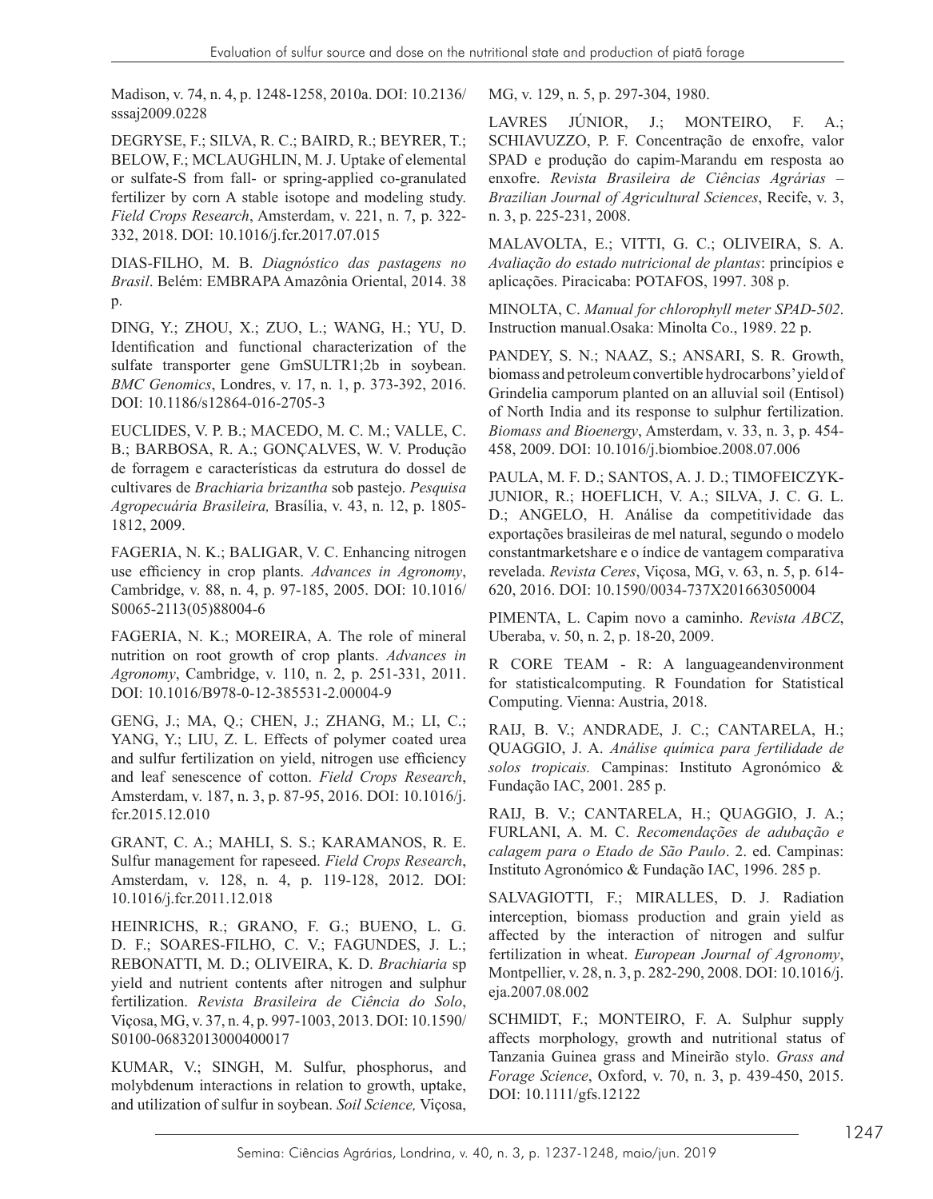Madison, v. 74, n. 4, p. 1248-1258, 2010a. DOI: 10.2136/sssaj2009.0228

DEGRYSE, F.; SILVA, R. C.; BAIRD, R.; BEYRER, T.; BELOW, F.; MCLAUGHLIN, M. J. Uptake of elemental or sulfate-S from fall- or spring-applied co-granulated fertilizer by corn A stable isotope and modeling study. *Field Crops Research*, Amsterdam, v. 221, n. 7, p. 322-332, 2018. DOI: 10.1016/j.fcr.2017.07.015

DIAS-FILHO, M. B. *Diagnóstico das pastagens no Brasil*. Belém: EMBRAPA Amazônia Oriental, 2014. 38 p.

DING, Y.; ZHOU, X.; ZUO, L.; WANG, H.; YU, D. Identification and functional characterization of the sulfate transporter gene GmSULTR1;2b in soybean. *BMC Genomics*, Londres, v. 17, n. 1, p. 373-392, 2016. DOI: 10.1186/s12864-016-2705-3

EUCLIDES, V. P. B.; MACEDO, M. C. M.; VALLE, C. B.; BARBOSA, R. A.; GONÇALVES, W. V. Produção de forragem e características da estrutura do dossel de cultivares de *Brachiaria brizantha* sob pastejo. *Pesquisa Agropecuária Brasileira,* Brasília, v. 43, n. 12, p. 1805-1812, 2009.

FAGERIA, N. K.; BALIGAR, V. C. Enhancing nitrogen use efficiency in crop plants. *Advances in Agronomy*, Cambridge, v. 88, n. 4, p. 97-185, 2005. DOI: 10.1016/S0065-2113(05)88004-6

FAGERIA, N. K.; MOREIRA, A. The role of mineral nutrition on root growth of crop plants. *Advances in Agronomy*, Cambridge, v. 110, n. 2, p. 251-331, 2011. DOI: 10.1016/B978-0-12-385531-2.00004-9

GENG, J.; MA, Q.; CHEN, J.; ZHANG, M.; LI, C.; YANG, Y.; LIU, Z. L. Effects of polymer coated urea and sulfur fertilization on yield, nitrogen use efficiency and leaf senescence of cotton. *Field Crops Research*, Amsterdam, v. 187, n. 3, p. 87-95, 2016. DOI: 10.1016/j.fcr.2015.12.010

GRANT, C. A.; MAHLI, S. S.; KARAMANOS, R. E. Sulfur management for rapeseed. *Field Crops Research*, Amsterdam, v. 128, n. 4, p. 119-128, 2012. DOI: 10.1016/j.fcr.2011.12.018

HEINRICHS, R.; GRANO, F. G.; BUENO, L. G. D. F.; SOARES-FILHO, C. V.; FAGUNDES, J. L.; REBONATTI, M. D.; OLIVEIRA, K. D. *Brachiaria* sp yield and nutrient contents after nitrogen and sulphur fertilization. *Revista Brasileira de Ciência do Solo*, Viçosa, MG, v. 37, n. 4, p. 997-1003, 2013. DOI: 10.1590/S0100-06832013000400017

KUMAR, V.; SINGH, M. Sulfur, phosphorus, and molybdenum interactions in relation to growth, uptake, and utilization of sulfur in soybean. *Soil Science,* Viçosa, MG, v. 129, n. 5, p. 297-304, 1980.

LAVRES JÚNIOR, J.; MONTEIRO, F. A.; SCHIAVUZZO, P. F. Concentração de enxofre, valor SPAD e produção do capim-Marandu em resposta ao enxofre. *Revista Brasileira de Ciências Agrárias – Brazilian Journal of Agricultural Sciences*, Recife, v. 3, n. 3, p. 225-231, 2008.

MALAVOLTA, E.; VITTI, G. C.; OLIVEIRA, S. A. *Avaliação do estado nutricional de plantas*: princípios e aplicações. Piracicaba: POTAFOS, 1997. 308 p.

MINOLTA, C. *Manual for chlorophyll meter SPAD-502*. Instruction manual.Osaka: Minolta Co., 1989. 22 p.

PANDEY, S. N.; NAAZ, S.; ANSARI, S. R. Growth, biomass and petroleum convertible hydrocarbons' yield of Grindelia camporum planted on an alluvial soil (Entisol) of North India and its response to sulphur fertilization. *Biomass and Bioenergy*, Amsterdam, v. 33, n. 3, p. 454-458, 2009. DOI: 10.1016/j.biombioe.2008.07.006

PAULA, M. F. D.; SANTOS, A. J. D.; TIMOFEICZYK-JUNIOR, R.; HOEFLICH, V. A.; SILVA, J. C. G. L. D.; ANGELO, H. Análise da competitividade das exportações brasileiras de mel natural, segundo o modelo constantmarketshare e o índice de vantagem comparativa revelada. *Revista Ceres*, Viçosa, MG, v. 63, n. 5, p. 614-620, 2016. DOI: 10.1590/0034-737X201663050004

PIMENTA, L. Capim novo a caminho. *Revista ABCZ*, Uberaba, v. 50, n. 2, p. 18-20, 2009.

R CORE TEAM - R: A languageandenvironment for statisticalcomputing. R Foundation for Statistical Computing. Vienna: Austria, 2018.

RAIJ, B. V.; ANDRADE, J. C.; CANTARELA, H.; QUAGGIO, J. A. *Análise química para fertilidade de solos tropicais.* Campinas: Instituto Agronómico & Fundação IAC, 2001. 285 p.

RAIJ, B. V.; CANTARELA, H.; QUAGGIO, J. A.; FURLANI, A. M. C. *Recomendações de adubação e calagem para o Etado de São Paulo*. 2. ed. Campinas: Instituto Agronómico & Fundação IAC, 1996. 285 p.

SALVAGIOTTI, F.; MIRALLES, D. J. Radiation interception, biomass production and grain yield as affected by the interaction of nitrogen and sulfur fertilization in wheat. *European Journal of Agronomy*, Montpellier, v. 28, n. 3, p. 282-290, 2008. DOI: 10.1016/j.eja.2007.08.002

SCHMIDT, F.; MONTEIRO, F. A. Sulphur supply affects morphology, growth and nutritional status of Tanzania Guinea grass and Mineirão stylo. *Grass and Forage Science*, Oxford, v. 70, n. 3, p. 439-450, 2015. DOI: 10.1111/gfs.12122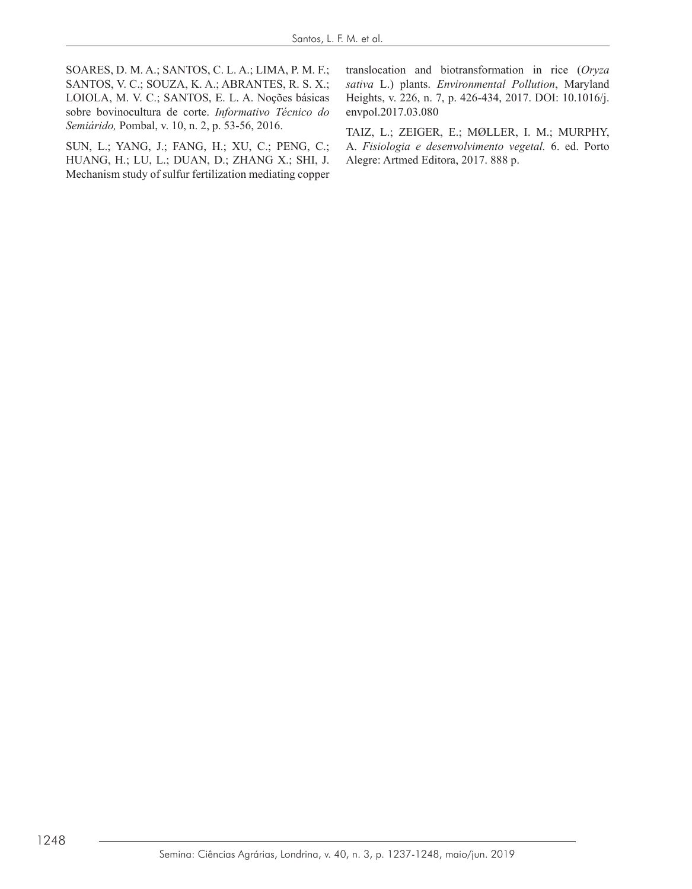SOARES, D. M. A.; SANTOS, C. L. A.; LIMA, P. M. F.; SANTOS, V. C.; SOUZA, K. A.; ABRANTES, R. S. X.; LOIOLA, M. V. C.; SANTOS, E. L. A. Noções básicas sobre bovinocultura de corte. *Informativo Técnico do Semiárido,* Pombal, v. 10, n. 2, p. 53-56, 2016.

SUN, L.; YANG, J.; FANG, H.; XU, C.; PENG, C.; HUANG, H.; LU, L.; DUAN, D.; ZHANG X.; SHI, J. Mechanism study of sulfur fertilization mediating copper translocation and biotransformation in rice (*Oryza sativa* L.) plants. *Environmental Pollution*, Maryland Heights, v. 226, n. 7, p. 426-434, 2017. DOI: 10.1016/j.envpol.2017.03.080

TAIZ, L.; ZEIGER, E.; MØLLER, I. M.; MURPHY, A. *Fisiologia e desenvolvimento vegetal.* 6. ed. Porto Alegre: Artmed Editora, 2017. 888 p.